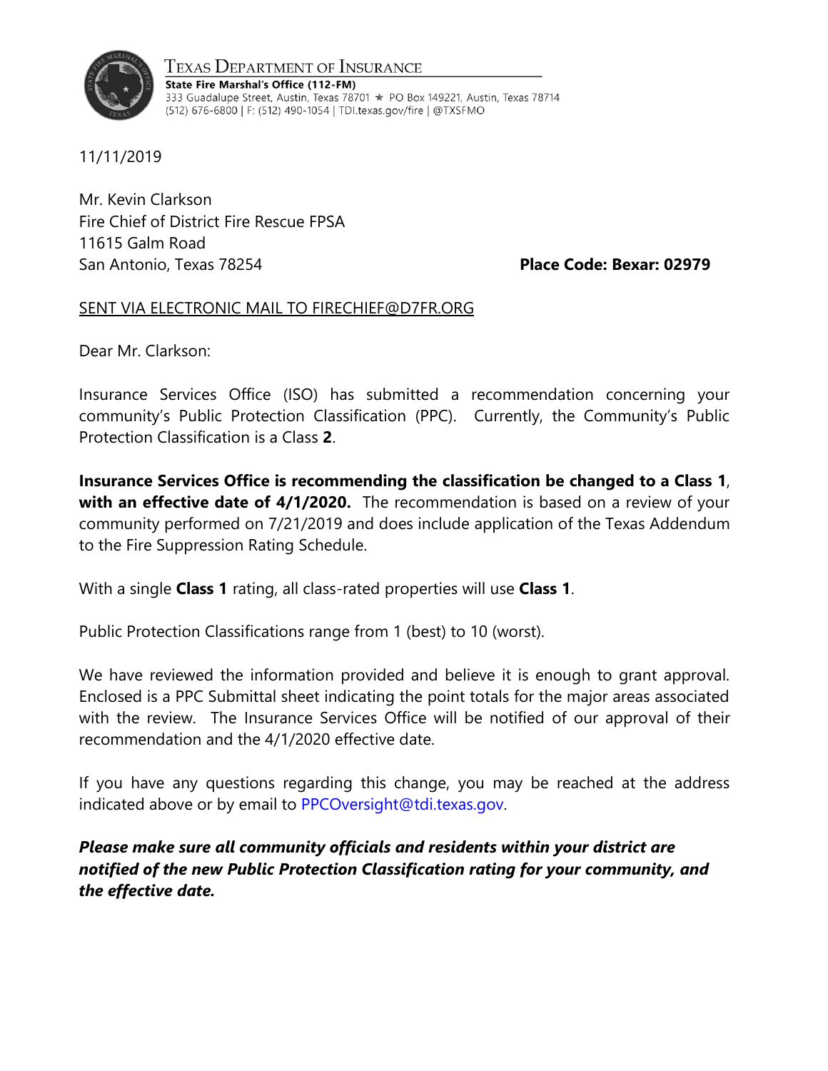TEXAS DEPARTMENT OF INSURANCE

**State Fire Marshal's Office (112-FM)**
333 Guadalupe Street, Austin, Texas 78701 ★ PO Box 149221, Austin, Texas 78714
(512) 676-6800 | F: (512) 490-1054 | TDI.texas.gov/fire | @TXSFMO

11/11/2019

Mr. Kevin Clarkson
Fire Chief of District Fire Rescue FPSA
11615 Galm Road
San Antonio, Texas 78254

**Place Code: Bexar: 02979**

SENT VIA ELECTRONIC MAIL TO FIRECHIEF@D7FR.ORG

Dear Mr. Clarkson:

Insurance Services Office (ISO) has submitted a recommendation concerning your community's Public Protection Classification (PPC). Currently, the Community's Public Protection Classification is a Class **2**.

**Insurance Services Office is recommending the classification be changed to a Class 1, with an effective date of 4/1/2020.** The recommendation is based on a review of your community performed on 7/21/2019 and does include application of the Texas Addendum to the Fire Suppression Rating Schedule.

With a single **Class 1** rating, all class-rated properties will use **Class 1**.

Public Protection Classifications range from 1 (best) to 10 (worst).

We have reviewed the information provided and believe it is enough to grant approval. Enclosed is a PPC Submittal sheet indicating the point totals for the major areas associated with the review. The Insurance Services Office will be notified of our approval of their recommendation and the 4/1/2020 effective date.

If you have any questions regarding this change, you may be reached at the address indicated above or by email to PPCOversight@tdi.texas.gov.

***Please make sure all community officials and residents within your district are notified of the new Public Protection Classification rating for your community, and the effective date.***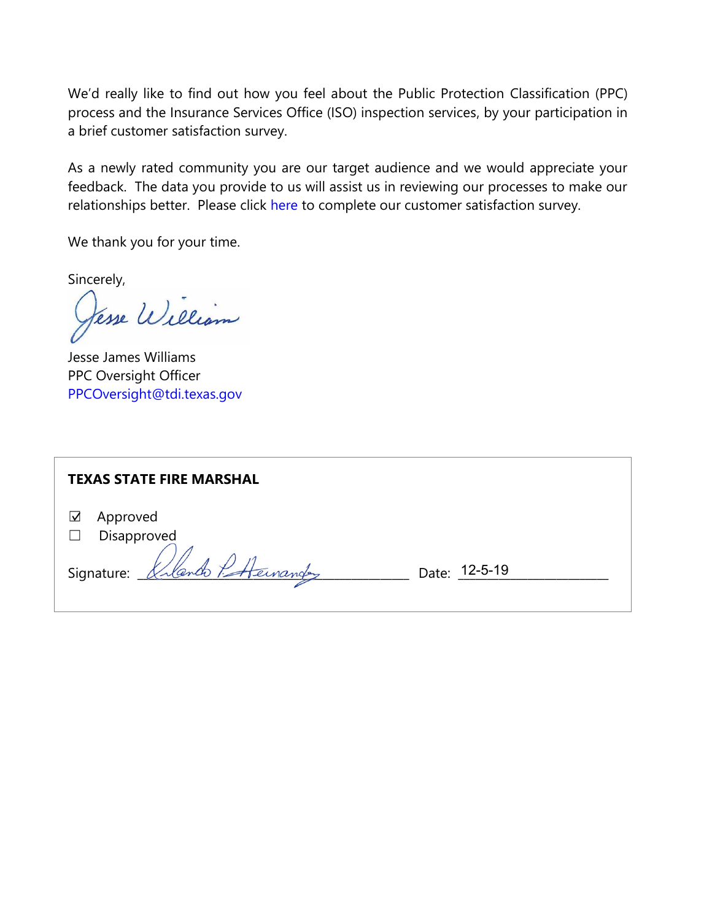We'd really like to find out how you feel about the Public Protection Classification (PPC) process and the Insurance Services Office (ISO) inspection services, by your participation in a brief customer satisfaction survey.

As a newly rated community you are our target audience and we would appreciate your feedback. The data you provide to us will assist us in reviewing our processes to make our relationships better. Please click here to complete our customer satisfaction survey.

We thank you for your time.

Sincerely,

Jesse William

Jesse James Williams
PPC Oversight Officer
PPCOversight@tdi.texas.gov

**TEXAS STATE FIRE MARSHAL**

☑ Approved
☐ Disapproved

Signature: Orlando P. Hernandez Date: 12-5-19